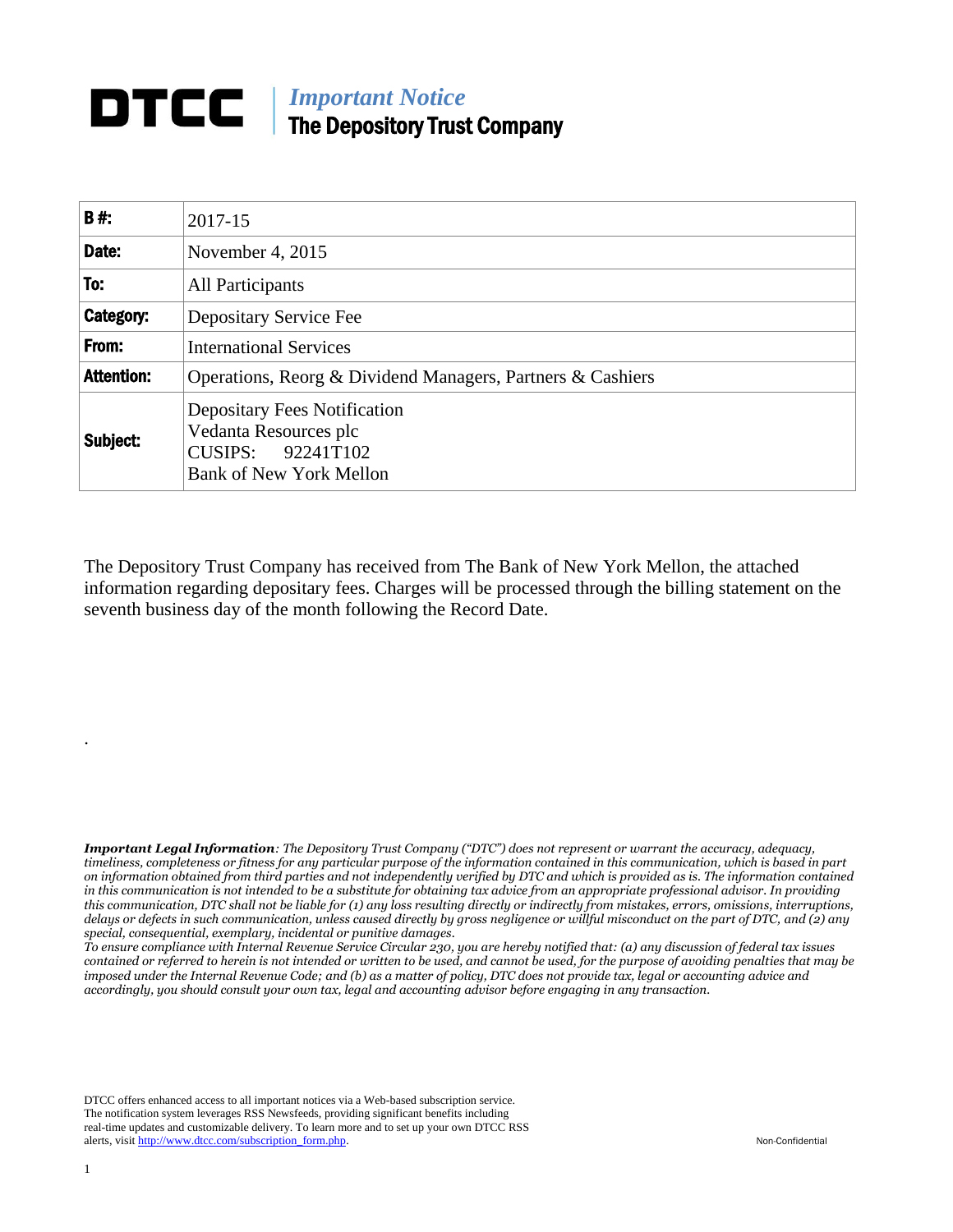# DTCC | *Important Notice* The Depository Trust Company

| **B #:** | 2017-15 |
|---|---|
| **Date:** | November 4, 2015 |
| **To:** | All Participants |
| **Category:** | Depositary Service Fee |
| **From:** | International Services |
| **Attention:** | Operations, Reorg & Dividend Managers, Partners & Cashiers |
| **Subject:** | Depositary Fees Notification<br>Vedanta Resources plc<br>CUSIPS: 92241T102<br>Bank of New York Mellon |

The Depository Trust Company has received from The Bank of New York Mellon, the attached information regarding depositary fees. Charges will be processed through the billing statement on the seventh business day of the month following the Record Date.

.

***Important Legal Information****: The Depository Trust Company ("DTC") does not represent or warrant the accuracy, adequacy, timeliness, completeness or fitness for any particular purpose of the information contained in this communication, which is based in part on information obtained from third parties and not independently verified by DTC and which is provided as is. The information contained in this communication is not intended to be a substitute for obtaining tax advice from an appropriate professional advisor. In providing this communication, DTC shall not be liable for (1) any loss resulting directly or indirectly from mistakes, errors, omissions, interruptions, delays or defects in such communication, unless caused directly by gross negligence or willful misconduct on the part of DTC, and (2) any special, consequential, exemplary, incidental or punitive damages.*

*To ensure compliance with Internal Revenue Service Circular 230, you are hereby notified that: (a) any discussion of federal tax issues contained or referred to herein is not intended or written to be used, and cannot be used, for the purpose of avoiding penalties that may be imposed under the Internal Revenue Code; and (b) as a matter of policy, DTC does not provide tax, legal or accounting advice and accordingly, you should consult your own tax, legal and accounting advisor before engaging in any transaction.*

DTCC offers enhanced access to all important notices via a Web-based subscription service. The notification system leverages RSS Newsfeeds, providing significant benefits including real-time updates and customizable delivery. To learn more and to set up your own DTCC RSS alerts, visit http://www.dtcc.com/subscription_form.php.

Non-Confidential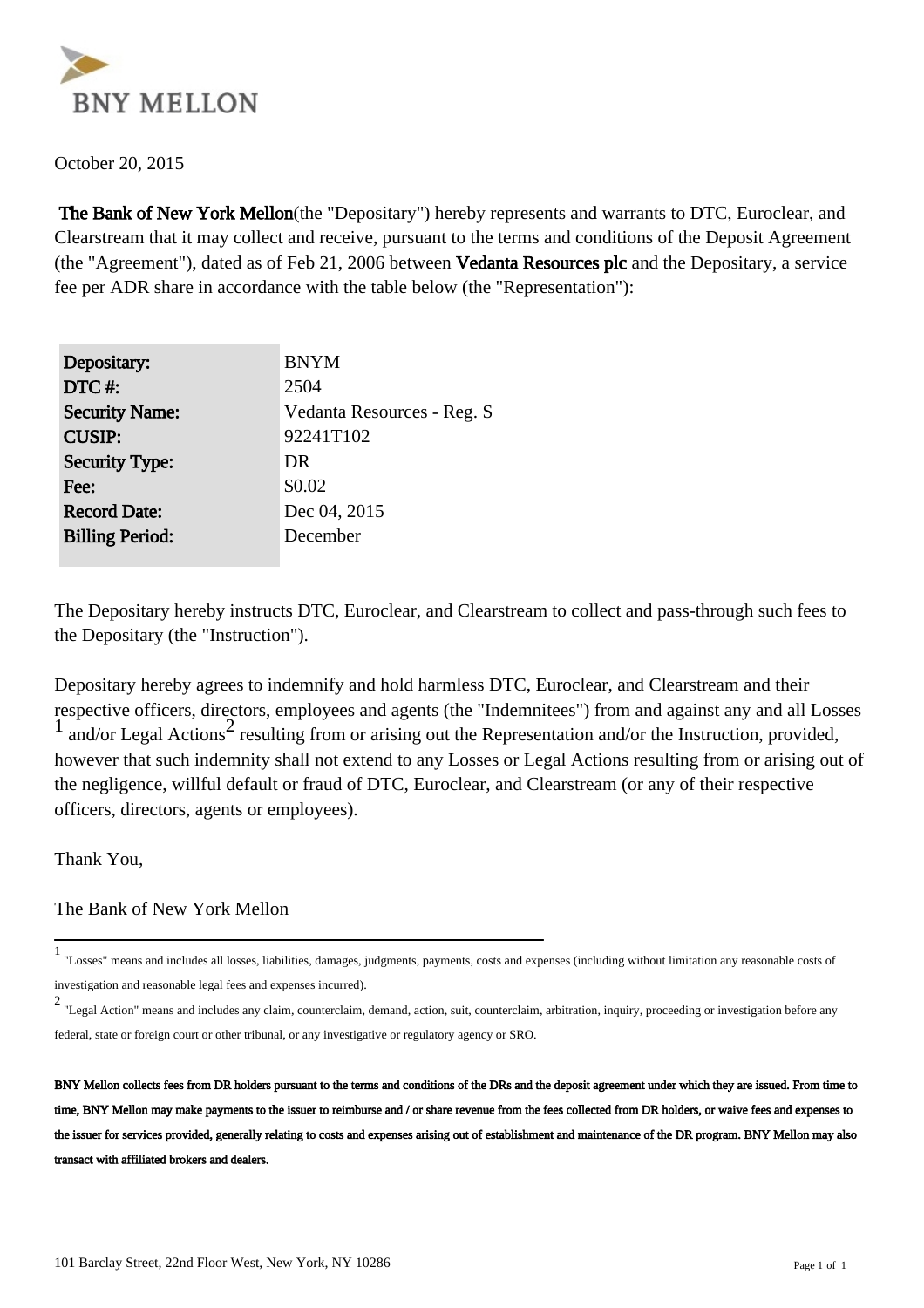BNY MELLON

October 20, 2015

**The Bank of New York Mellon**(the "Depositary") hereby represents and warrants to DTC, Euroclear, and Clearstream that it may collect and receive, pursuant to the terms and conditions of the Deposit Agreement (the "Agreement"), dated as of Feb 21, 2006 between **Vedanta Resources plc** and the Depositary, a service fee per ADR share in accordance with the table below (the "Representation"):

| | |
|---|---|
| **Depositary:** | BNYM |
| **DTC #:** | 2504 |
| **Security Name:** | Vedanta Resources - Reg. S |
| **CUSIP:** | 92241T102 |
| **Security Type:** | DR |
| **Fee:** | $0.02 |
| **Record Date:** | Dec 04, 2015 |
| **Billing Period:** | December |

The Depositary hereby instructs DTC, Euroclear, and Clearstream to collect and pass-through such fees to the Depositary (the "Instruction").

Depositary hereby agrees to indemnify and hold harmless DTC, Euroclear, and Clearstream and their respective officers, directors, employees and agents (the "Indemnitees") from and against any and all Losses [1] and/or Legal Actions[2] resulting from or arising out the Representation and/or the Instruction, provided, however that such indemnity shall not extend to any Losses or Legal Actions resulting from or arising out of the negligence, willful default or fraud of DTC, Euroclear, and Clearstream (or any of their respective officers, directors, agents or employees).

Thank You,

The Bank of New York Mellon

---

[1] "Losses" means and includes all losses, liabilities, damages, judgments, payments, costs and expenses (including without limitation any reasonable costs of investigation and reasonable legal fees and expenses incurred).

[2] "Legal Action" means and includes any claim, counterclaim, demand, action, suit, counterclaim, arbitration, inquiry, proceeding or investigation before any federal, state or foreign court or other tribunal, or any investigative or regulatory agency or SRO.

**BNY Mellon collects fees from DR holders pursuant to the terms and conditions of the DRs and the deposit agreement under which they are issued. From time to time, BNY Mellon may make payments to the issuer to reimburse and / or share revenue from the fees collected from DR holders, or waive fees and expenses to the issuer for services provided, generally relating to costs and expenses arising out of establishment and maintenance of the DR program. BNY Mellon may also transact with affiliated brokers and dealers.**

101 Barclay Street, 22nd Floor West, New York, NY 10286